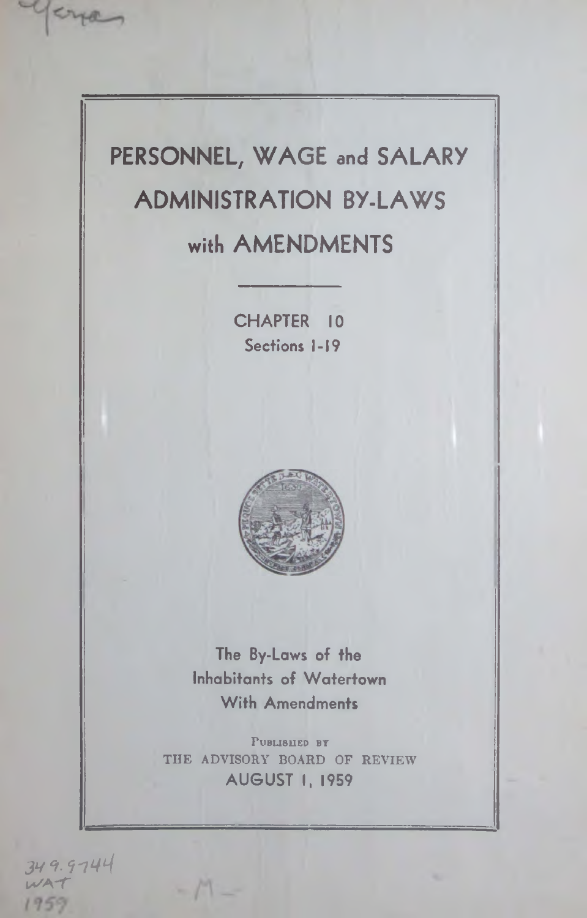# PERSONNEL, WAGE and SALARY ADMINISTRATION BY-LAWS with AMENDMENTS

CHAPTER 10
Sections 1-19

The By-Laws of the
Inhabitants of Watertown
With Amendments

PUBLISHED BY
THE ADVISORY BOARD OF REVIEW
AUGUST 1, 1959

349.9744
WAT
1959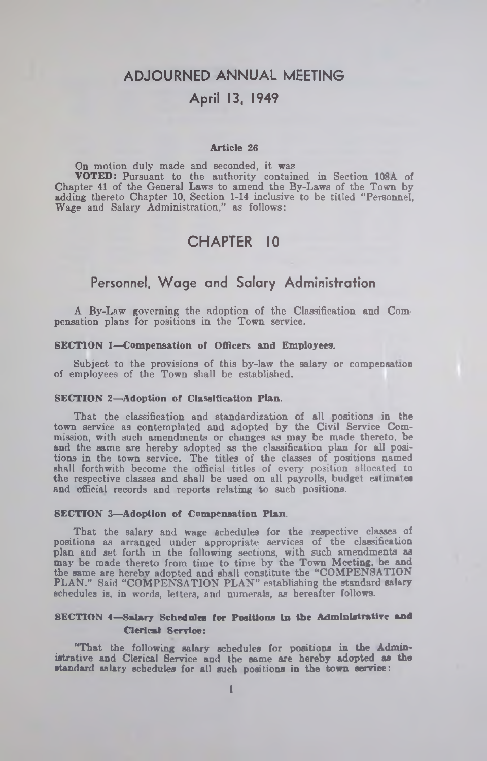# ADJOURNED ANNUAL MEETING

## April 13, 1949

### Article 26

On motion duly made and seconded, it was

**VOTED:** Pursuant to the authority contained in Section 108A of Chapter 41 of the General Laws to amend the By-Laws of the Town by adding thereto Chapter 10, Section 1-14 inclusive to be titled "Personnel, Wage and Salary Administration," as follows:

# CHAPTER 10

## Personnel, Wage and Salary Administration

A By-Law governing the adoption of the Classification and Compensation plans for positions in the Town service.

#### SECTION 1—Compensation of Officers and Employees.

Subject to the provisions of this by-law the salary or compensation of employees of the Town shall be established.

#### SECTION 2—Adoption of Classification Plan.

That the classification and standardization of all positions in the town service as contemplated and adopted by the Civil Service Commission, with such amendments or changes as may be made thereto, be and the same are hereby adopted as the classification plan for all positions in the town service. The titles of the classes of positions named shall forthwith become the official titles of every position allocated to the respective classes and shall be used on all payrolls, budget estimates and official records and reports relating to such positions.

#### SECTION 3—Adoption of Compensation Plan.

That the salary and wage schedules for the respective classes of positions as arranged under appropriate services of the classification plan and set forth in the following sections, with such amendments as may be made thereto from time to time by the Town Meeting, be and the same are hereby adopted and shall constitute the "COMPENSATION PLAN." Said "COMPENSATION PLAN" establishing the standard salary schedules is, in words, letters, and numerals, as hereafter follows.

#### SECTION 4—Salary Schedules for Positions in the Administrative and Clerical Service:

"That the following salary schedules for positions in the Administrative and Clerical Service and the same are hereby adopted as the standard salary schedules for all such positions in the town service: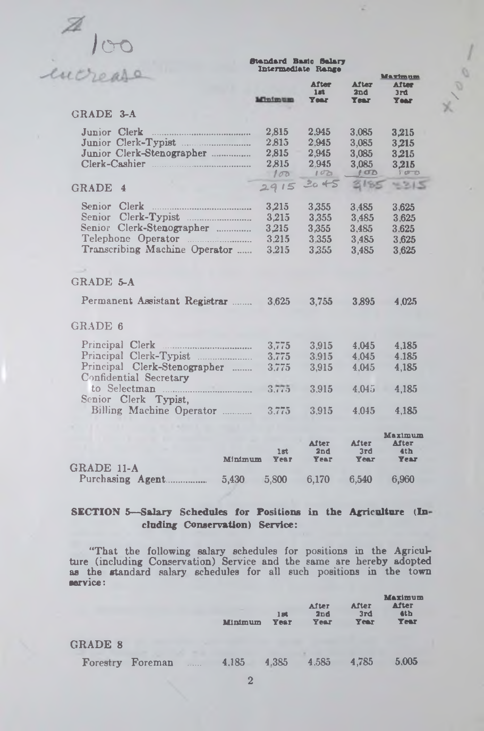$100 increase

| | Standard Basic Salary Intermediate Range | | | |
|---|---|---|---|---|
| | Minimum | After 1st Year | After 2nd Year | Maximum After 3rd Year |
| **GRADE 3-A** | | | | |
| Junior Clerk | 2,815 | 2,945 | 3,085 | 3,215 |
| Junior Clerk-Typist | 2,815 | 2,945 | 3,085 | 3,215 |
| Junior Clerk-Stenographer | 2,815 | 2,945 | 3,085 | 3,215 |
| Clerk-Cashier | 2,815 | 2,945 | 3,085 | 3,215 |
| | 100 | 100 | 100 | 100 |
| | 2915 | 3045 | 3185 | 3315 |
| **GRADE 4** | | | | |
| Senior Clerk | 3,215 | 3,355 | 3,485 | 3,625 |
| Senior Clerk-Typist | 3,215 | 3,355 | 3,485 | 3,625 |
| Senior Clerk-Stenographer | 3,215 | 3,355 | 3,485 | 3,625 |
| Telephone Operator | 3,215 | 3,355 | 3,485 | 3,625 |
| Transcribing Machine Operator | 3,215 | 3,355 | 3,485 | 3,625 |
| **GRADE 5-A** | | | | |
| Permanent Assistant Registrar | 3,625 | 3,755 | 3,895 | 4,025 |
| **GRADE 6** | | | | |
| Principal Clerk | 3,775 | 3,915 | 4,045 | 4,185 |
| Principal Clerk-Typist | 3,775 | 3,915 | 4,045 | 4,185 |
| Principal Clerk-Stenographer | 3,775 | 3,915 | 4,045 | 4,185 |
| Confidential Secretary to Selectman | 3,775 | 3,915 | 4,045 | 4,185 |
| Senior Clerk Typist, Billing Machine Operator | 3,775 | 3,915 | 4,045 | 4,185 |

| | Minimum | 1st Year | After 2nd Year | After 3rd Year | Maximum After 4th Year |
|---|---|---|---|---|---|
| **GRADE 11-A** | | | | | |
| Purchasing Agent | 5,430 | 5,800 | 6,170 | 6,540 | 6,960 |

## SECTION 5—Salary Schedules for Positions in the Agriculture (Including Conservation) Service:

"That the following salary schedules for positions in the Agriculture (including Conservation) Service and the same are hereby adopted as the standard salary schedules for all such positions in the town service:

| | Minimum | 1st Year | After 2nd Year | After 3rd Year | Maximum After 4th Year |
|---|---|---|---|---|---|
| **GRADE 8** | | | | | |
| Forestry Foreman | 4,185 | 4,385 | 4,585 | 4,785 | 5,005 |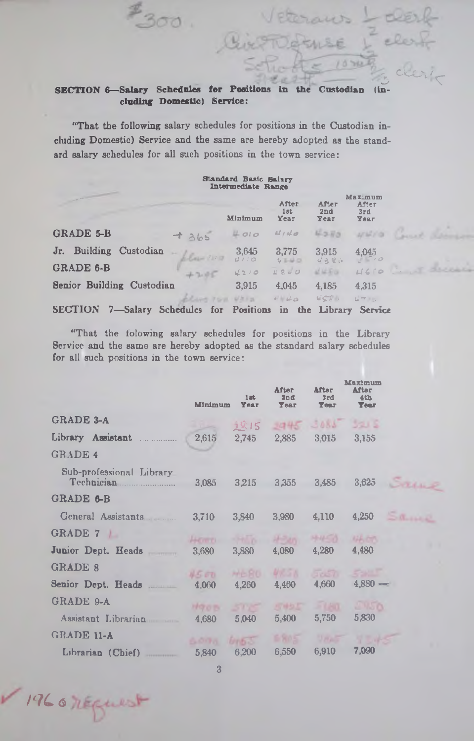**SECTION 6—Salary Schedules for Positions in the Custodian (including Domestic) Service:**

"That the following salary schedules for positions in the Custodian including Domestic) Service and the same are hereby adopted as the standard salary schedules for all such positions in the town service:

Standard Basic Salary Intermediate Range

| | Minimum | After 1st Year | After 2nd Year | Maximum After 3rd Year |
|---|---|---|---|---|
| GRADE 5-B | | | | |
| Jr. Building Custodian | 3,645 | 3,775 | 3,915 | 4,045 |
| GRADE 6-B | | | | |
| Senior Building Custodian | 3,915 | 4,045 | 4,185 | 4,315 |

**SECTION 7—Salary Schedules for Positions in the Library Service**

"That the folowing salary schedules for positions in the Library Service and the same are hereby adopted as the standard salary schedules for all such positions in the town service:

| | Minimum | 1st Year | After 2nd Year | After 3rd Year | Maximum After 4th Year |
|---|---|---|---|---|---|
| GRADE 3-A | | | | | |
| Library Assistant | 2,615 | 2,745 | 2,885 | 3,015 | 3,155 |
| GRADE 4 | | | | | |
| Sub-professional Library Technician | 3,085 | 3,215 | 3,355 | 3,485 | 3,625 |
| GRADE 6-B | | | | | |
| General Assistants | 3,710 | 3,840 | 3,980 | 4,110 | 4,250 |
| GRADE 7 | | | | | |
| Junior Dept. Heads | 3,680 | 3,880 | 4,080 | 4,280 | 4,480 |
| GRADE 8 | | | | | |
| Senior Dept. Heads | 4,060 | 4,260 | 4,460 | 4,660 | 4,880 |
| GRADE 9-A | | | | | |
| Assistant Librarian | 4,680 | 5,040 | 5,400 | 5,750 | 5,830 |
| GRADE 11-A | | | | | |
| Librarian (Chief) | 5,840 | 6,200 | 6,550 | 6,910 | 7,090 |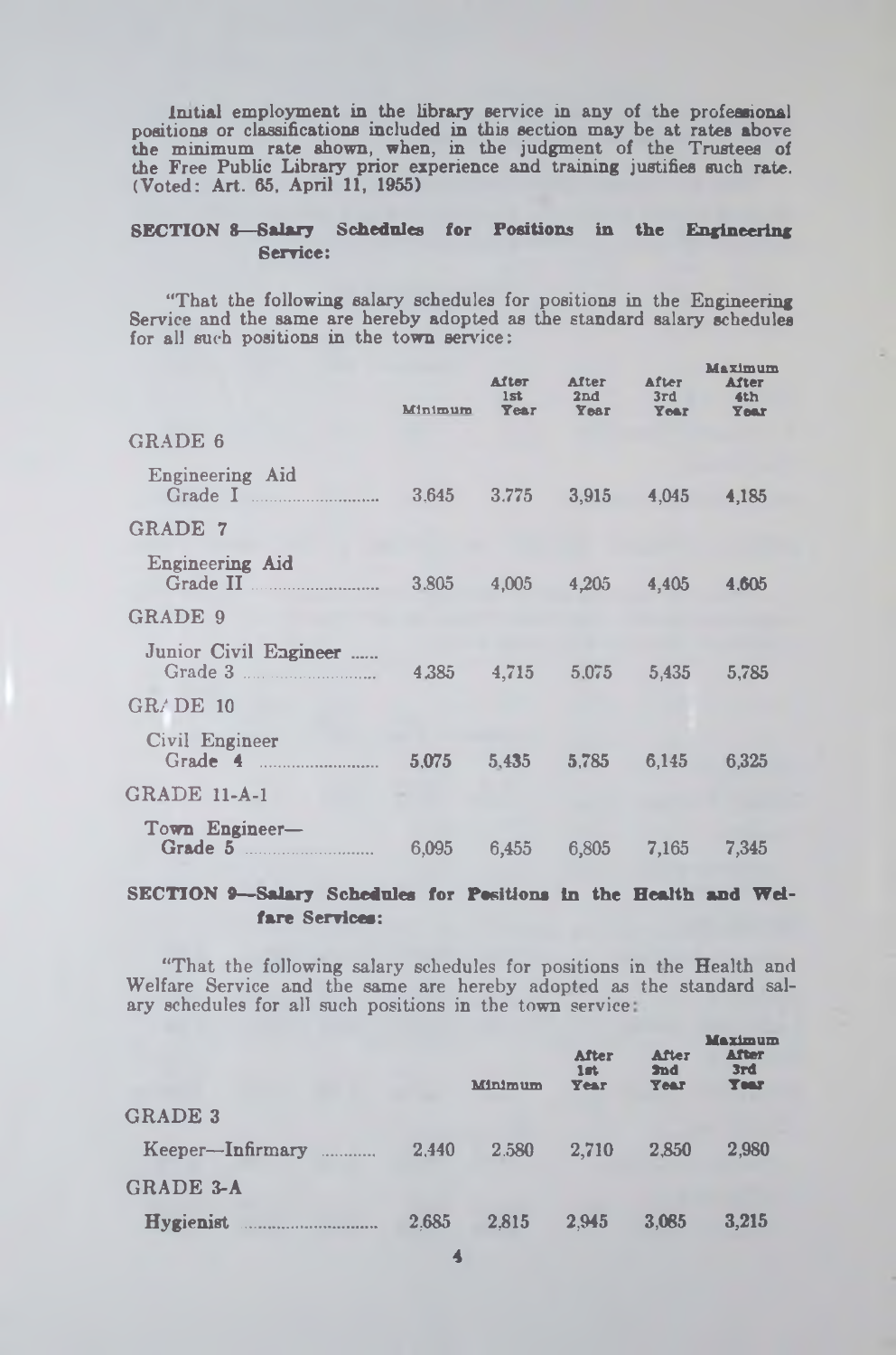Initial employment in the library service in any of the professional positions or classifications included in this section may be at rates above the minimum rate shown, when, in the judgment of the Trustees of the Free Public Library prior experience and training justifies such rate. (Voted: Art. 65, April 11, 1955)

**SECTION 8—Salary Schedules for Positions in the Engineering Service:**

"That the following salary schedules for positions in the Engineering Service and the same are hereby adopted as the standard salary schedules for all such positions in the town service:

| | Minimum | After 1st Year | After 2nd Year | After 3rd Year | Maximum After 4th Year |
|---|---|---|---|---|---|
| GRADE 6 | | | | | |
| Engineering Aid Grade I | 3,645 | 3,775 | 3,915 | 4,045 | 4,185 |
| GRADE 7 | | | | | |
| Engineering Aid Grade II | 3,805 | 4,005 | 4,205 | 4,405 | 4,605 |
| GRADE 9 | | | | | |
| Junior Civil Engineer Grade 3 | 4,385 | 4,715 | 5,075 | 5,435 | 5,785 |
| GRADE 10 | | | | | |
| Civil Engineer Grade 4 | 5,075 | 5,435 | 5,785 | 6,145 | 6,325 |
| GRADE 11-A-1 | | | | | |
| Town Engineer—Grade 5 | 6,095 | 6,455 | 6,805 | 7,165 | 7,345 |

**SECTION 9—Salary Schedules for Positions in the Health and Welfare Services:**

"That the following salary schedules for positions in the Health and Welfare Service and the same are hereby adopted as the standard salary schedules for all such positions in the town service:

| | | Minimum | After 1st Year | After 2nd Year | Maximum After 3rd Year |
|---|---|---|---|---|---|
| GRADE 3 | | | | | |
| Keeper—Infirmary | 2,440 | 2,580 | 2,710 | 2,850 | 2,980 |
| GRADE 3-A | | | | | |
| Hygienist | 2,685 | 2,815 | 2,945 | 3,085 | 3,215 |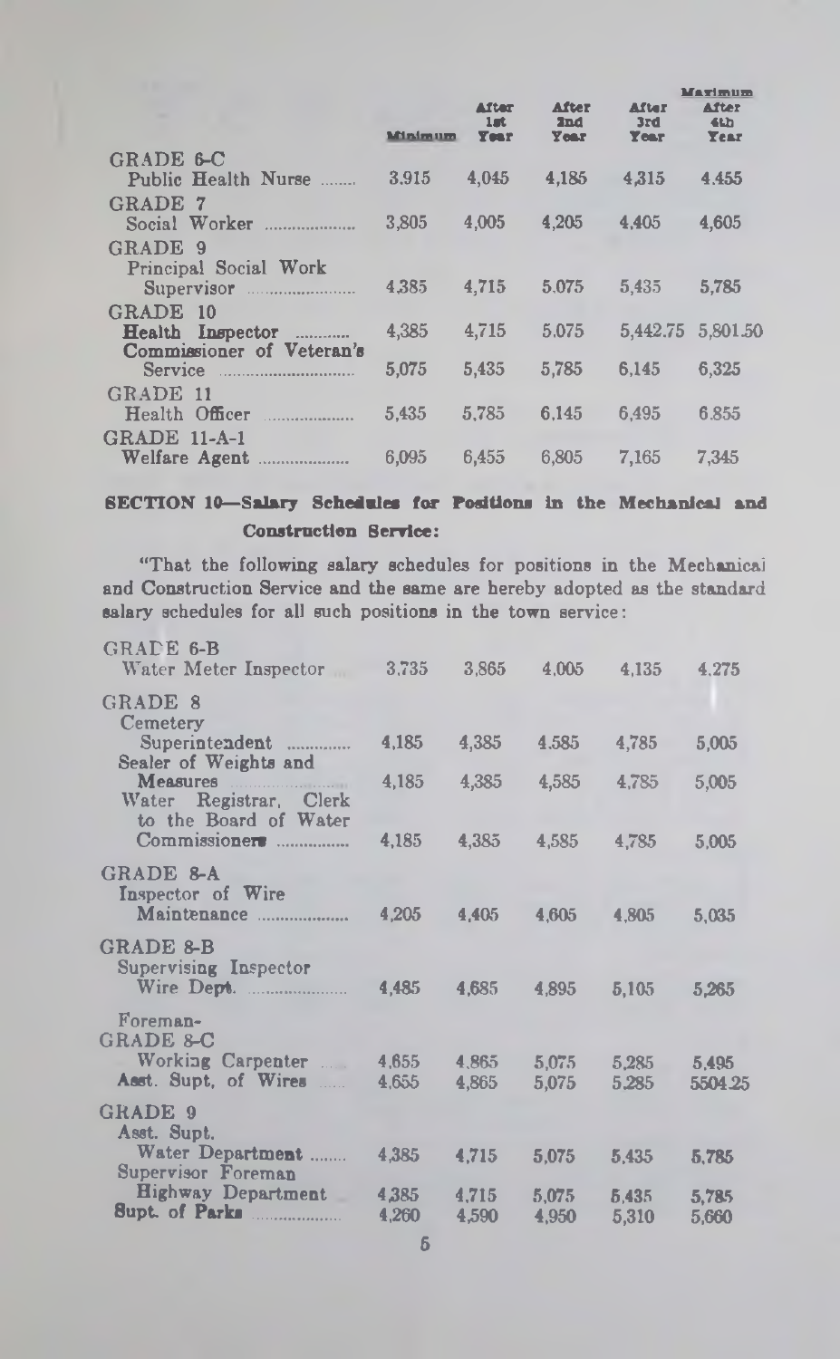| | Minimum | After 1st Year | After 2nd Year | After 3rd Year | Maximum After 4th Year |
|---|---|---|---|---|---|
| GRADE 6-C | | | | | |
| Public Health Nurse | 3.915 | 4,045 | 4,185 | 4,315 | 4.455 |
| GRADE 7 | | | | | |
| Social Worker | 3,805 | 4,005 | 4,205 | 4,405 | 4,605 |
| GRADE 9 | | | | | |
| Principal Social Work Supervisor | 4,385 | 4,715 | 5.075 | 5,435 | 5,785 |
| GRADE 10 | | | | | |
| Health Inspector | 4,385 | 4,715 | 5.075 | 5,442.75 | 5,801.50 |
| Commissioner of Veteran's Service | 5,075 | 5,435 | 5,785 | 6,145 | 6,325 |
| GRADE 11 | | | | | |
| Health Officer | 5,435 | 5,785 | 6,145 | 6,495 | 6,855 |
| GRADE 11-A-1 | | | | | |
| Welfare Agent | 6,095 | 6,455 | 6,805 | 7,165 | 7,345 |

## SECTION 10—Salary Schedules for Positions in the Mechanical and Construction Service:

"That the following salary schedules for positions in the Mechanical and Construction Service and the same are hereby adopted as the standard salary schedules for all such positions in the town service:

| | | | | | |
|---|---|---|---|---|---|
| GRADE 6-B | | | | | |
| Water Meter Inspector | 3,735 | 3,865 | 4,005 | 4,135 | 4,275 |
| GRADE 8 | | | | | |
| Cemetery Superintendent | 4,185 | 4,385 | 4.585 | 4,785 | 5,005 |
| Sealer of Weights and Measures | 4,185 | 4,385 | 4,585 | 4,785 | 5,005 |
| Water Registrar, Clerk to the Board of Water Commissioners | 4,185 | 4,385 | 4,585 | 4,785 | 5,005 |
| GRADE 8-A | | | | | |
| Inspector of Wire Maintenance | 4,205 | 4,405 | 4,605 | 4,805 | 5,035 |
| GRADE 8-B | | | | | |
| Supervising Inspector Wire Dept. | 4,485 | 4,685 | 4,895 | 5,105 | 5,265 |
| Foreman-GRADE 8-C | | | | | |
| Working Carpenter | 4,655 | 4,865 | 5,075 | 5,285 | 5,495 |
| Asst. Supt. of Wires | 4,655 | 4,865 | 5,075 | 5,285 | 5504.25 |
| GRADE 9 | | | | | |
| Asst. Supt. Water Department | 4,385 | 4,715 | 5,075 | 5,435 | 5,785 |
| Supervisor Foreman Highway Department | 4,385 | 4,715 | 5,075 | 5,435 | 5,785 |
| Supt. of Parks | 4,260 | 4,590 | 4,950 | 5,310 | 5,660 |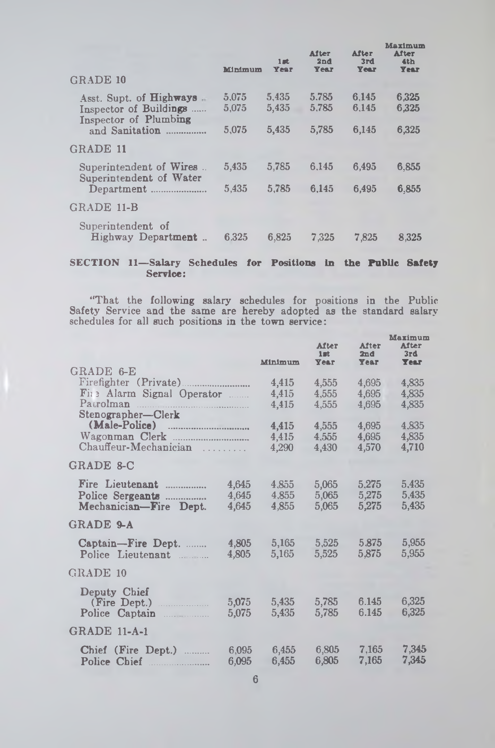| GRADE 10 | Minimum | 1st Year | After 2nd Year | After 3rd Year | Maximum After 4th Year |
|---|---|---|---|---|---|
| Asst. Supt. of Highways | 5,075 | 5,435 | 5,785 | 6,145 | 6,325 |
| Inspector of Buildings | 5,075 | 5,435 | 5,785 | 6,145 | 6,325 |
| Inspector of Plumbing and Sanitation | 5,075 | 5,435 | 5,785 | 6,145 | 6,325 |
| **GRADE 11** | | | | | |
| Superintendent of Wires | 5,435 | 5,785 | 6,145 | 6,495 | 6,855 |
| Superintendent of Water Department | 5,435 | 5,785 | 6,145 | 6,495 | 6,855 |
| **GRADE 11-B** | | | | | |
| Superintendent of Highway Department | 6,325 | 6,825 | 7,325 | 7,825 | 8,325 |

**SECTION 11—Salary Schedules for Positions in the Public Safety Service:**

"That the following salary schedules for positions in the Public Safety Service and the same are hereby adopted as the standard salary schedules for all such positions in the town service:

| | | Minimum | After 1st Year | After 2nd Year | Maximum After 3rd Year |
|---|---|---|---|---|---|
| **GRADE 6-E** | | | | | |
| Firefighter (Private) | | 4,415 | 4,555 | 4,695 | 4,835 |
| Fire Alarm Signal Operator | | 4,415 | 4,555 | 4,695 | 4,835 |
| Patrolman | | 4,415 | 4,555 | 4,695 | 4,835 |
| Stenographer—Clerk (Male-Police) | | 4,415 | 4,555 | 4,695 | 4,835 |
| Wagonman Clerk | | 4,415 | 4,555 | 4,695 | 4,835 |
| Chauffeur-Mechanician | | 4,290 | 4,430 | 4,570 | 4,710 |
| **GRADE 8-C** | | | | | |
| Fire Lieutenant | 4,645 | 4,855 | 5,065 | 5,275 | 5,435 |
| Police Sergeants | 4,645 | 4,855 | 5,065 | 5,275 | 5,435 |
| Mechanician—Fire Dept. | 4,645 | 4,855 | 5,065 | 5,275 | 5,435 |
| **GRADE 9-A** | | | | | |
| Captain—Fire Dept. | 4,805 | 5,165 | 5,525 | 5,875 | 5,955 |
| Police Lieutenant | 4,805 | 5,165 | 5,525 | 5,875 | 5,955 |
| **GRADE 10** | | | | | |
| Deputy Chief (Fire Dept.) | 5,075 | 5,435 | 5,785 | 6,145 | 6,325 |
| Police Captain | 5,075 | 5,435 | 5,785 | 6,145 | 6,325 |
| **GRADE 11-A-1** | | | | | |
| Chief (Fire Dept.) | 6,095 | 6,455 | 6,805 | 7,165 | 7,345 |
| Police Chief | 6,095 | 6,455 | 6,805 | 7,165 | 7,345 |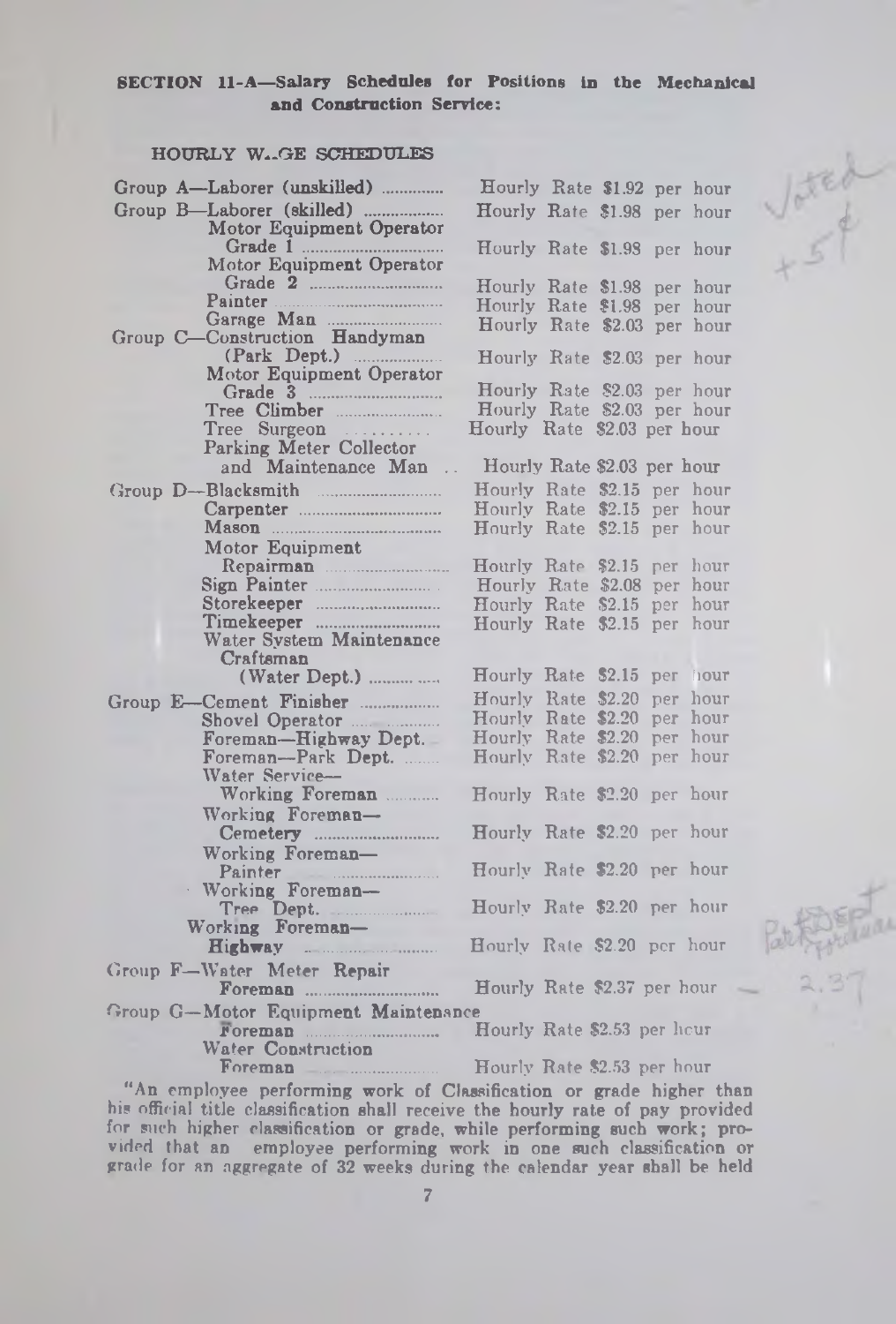**SECTION 11-A—Salary Schedules for Positions in the Mechanical and Construction Service:**

**HOURLY WAGE SCHEDULES**

| Group | Position | Rate |
|---|---|---|
| Group A | Laborer (unskilled) | Hourly Rate $1.92 per hour |
| Group B | Laborer (skilled) | Hourly Rate $1.98 per hour |
| | Motor Equipment Operator Grade 1 | Hourly Rate $1.98 per hour |
| | Motor Equipment Operator Grade 2 | Hourly Rate $1.98 per hour |
| | Painter | Hourly Rate $1.98 per hour |
| | Garage Man | Hourly Rate $2.03 per hour |
| Group C | Construction Handyman (Park Dept.) | Hourly Rate $2.03 per hour |
| | Motor Equipment Operator Grade 3 | Hourly Rate $2.03 per hour |
| | Tree Climber | Hourly Rate $2.03 per hour |
| | Tree Surgeon | Hourly Rate $2.03 per hour |
| | Parking Meter Collector and Maintenance Man | Hourly Rate $2.03 per hour |
| Group D | Blacksmith | Hourly Rate $2.15 per hour |
| | Carpenter | Hourly Rate $2.15 per hour |
| | Mason | Hourly Rate $2.15 per hour |
| | Motor Equipment Repairman | Hourly Rate $2.15 per hour |
| | Sign Painter | Hourly Rate $2.08 per hour |
| | Storekeeper | Hourly Rate $2.15 per hour |
| | Timekeeper | Hourly Rate $2.15 per hour |
| | Water System Maintenance Craftsman (Water Dept.) | Hourly Rate $2.15 per hour |
| Group E | Cement Finisher | Hourly Rate $2.20 per hour |
| | Shovel Operator | Hourly Rate $2.20 per hour |
| | Foreman—Highway Dept. | Hourly Rate $2.20 per hour |
| | Foreman—Park Dept. | Hourly Rate $2.20 per hour |
| | Water Service—Working Foreman | Hourly Rate $2.20 per hour |
| | Working Foreman—Cemetery | Hourly Rate $2.20 per hour |
| | Working Foreman—Painter | Hourly Rate $2.20 per hour |
| | Working Foreman—Tree Dept. | Hourly Rate $2.20 per hour |
| | Working Foreman—Highway | Hourly Rate $2.20 per hour |
| Group F | Water Meter Repair Foreman | Hourly Rate $2.37 per hour |
| Group G | Motor Equipment Maintenance Foreman | Hourly Rate $2.53 per hour |
| | Water Construction Foreman | Hourly Rate $2.53 per hour |

Voted +5¢

Park Dept. Foreman 2.37

"An employee performing work of Classification or grade higher than his official title classification shall receive the hourly rate of pay provided for such higher classification or grade, while performing such work; provided that an employee performing work in one such classification or grade for an aggregate of 32 weeks during the calendar year shall be held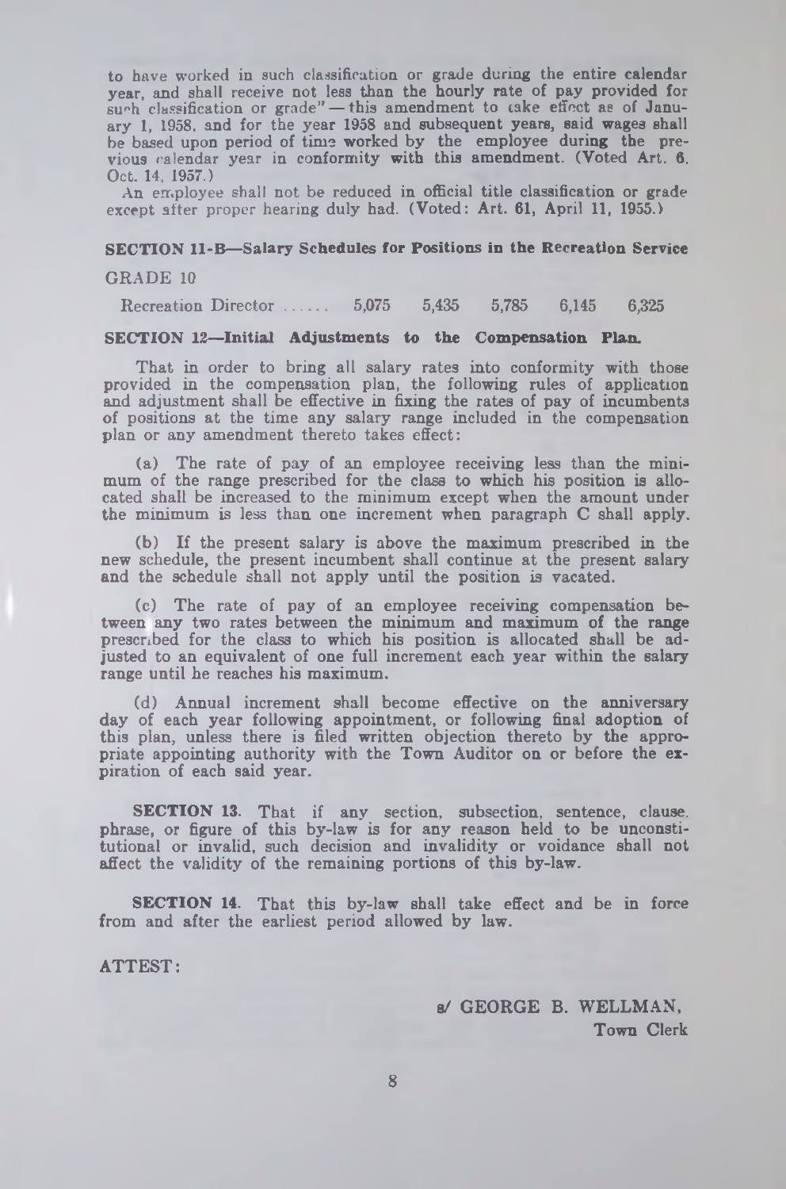to have worked in such classification or grade during the entire calendar year, and shall receive not less than the hourly rate of pay provided for such classification or grade" — this amendment to take effect as of January 1, 1958, and for the year 1958 and subsequent years, said wages shall be based upon period of time worked by the employee during the previous calendar year in conformity with this amendment. (Voted Art. 6, Oct. 14, 1957.)

An employee shall not be reduced in official title classification or grade except after proper hearing duly had. (Voted: Art. 61, April 11, 1955.)

**SECTION 11-B—Salary Schedules for Positions in the Recreation Service**

GRADE 10

| | | | | | |
|---|---|---|---|---|---|
| Recreation Director ...... | 5,075 | 5,435 | 5,785 | 6,145 | 6,325 |

**SECTION 12—Initial Adjustments to the Compensation Plan.**

That in order to bring all salary rates into conformity with those provided in the compensation plan, the following rules of application and adjustment shall be effective in fixing the rates of pay of incumbents of positions at the time any salary range included in the compensation plan or any amendment thereto takes effect:

(a) The rate of pay of an employee receiving less than the minimum of the range prescribed for the class to which his position is allocated shall be increased to the minimum except when the amount under the minimum is less than one increment when paragraph C shall apply.

(b) If the present salary is above the maximum prescribed in the new schedule, the present incumbent shall continue at the present salary and the schedule shall not apply until the position is vacated.

(c) The rate of pay of an employee receiving compensation between any two rates between the minimum and maximum of the range prescribed for the class to which his position is allocated shall be adjusted to an equivalent of one full increment each year within the salary range until he reaches his maximum.

(d) Annual increment shall become effective on the anniversary day of each year following appointment, or following final adoption of this plan, unless there is filed written objection thereto by the appropriate appointing authority with the Town Auditor on or before the expiration of each said year.

**SECTION 13.** That if any section, subsection, sentence, clause, phrase, or figure of this by-law is for any reason held to be unconstitutional or invalid, such decision and invalidity or voidance shall not affect the validity of the remaining portions of this by-law.

**SECTION 14.** That this by-law shall take effect and be in force from and after the earliest period allowed by law.

ATTEST:

s/ GEORGE B. WELLMAN,
Town Clerk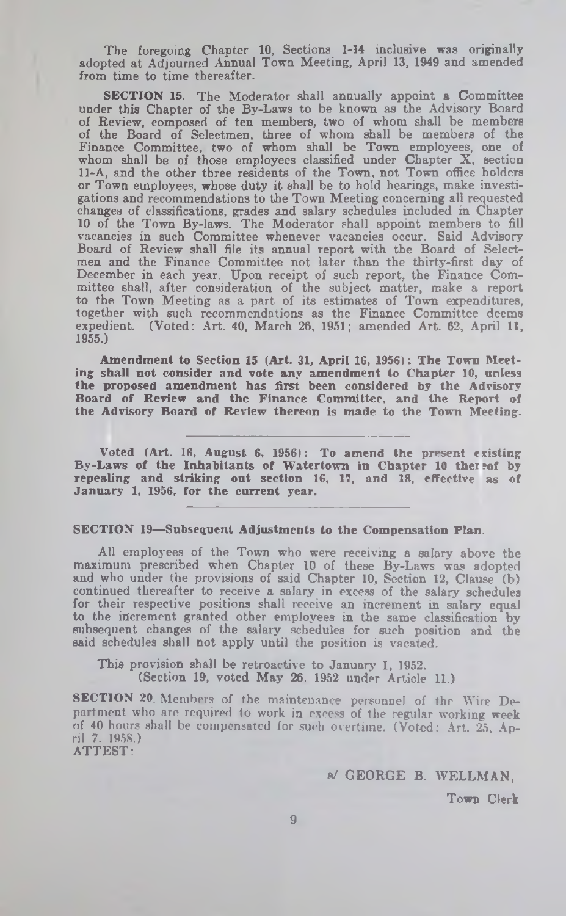The foregoing Chapter 10, Sections 1-14 inclusive was originally adopted at Adjourned Annual Town Meeting, April 13, 1949 and amended from time to time thereafter.

**SECTION 15.** The Moderator shall annually appoint a Committee under this Chapter of the By-Laws to be known as the Advisory Board of Review, composed of ten members, two of whom shall be members of the Board of Selectmen, three of whom shall be members of the Finance Committee, two of whom shall be Town employees, one of whom shall be of those employees classified under Chapter X, section 11-A, and the other three residents of the Town, not Town office holders or Town employees, whose duty it shall be to hold hearings, make investigations and recommendations to the Town Meeting concerning all requested changes of classifications, grades and salary schedules included in Chapter 10 of the Town By-laws. The Moderator shall appoint members to fill vacancies in such Committee whenever vacancies occur. Said Advisory Board of Review shall file its annual report with the Board of Selectmen and the Finance Committee not later than the thirty-first day of December in each year. Upon receipt of such report, the Finance Committee shall, after consideration of the subject matter, make a report to the Town Meeting as a part of its estimates of Town expenditures, together with such recommendations as the Finance Committee deems expedient. (Voted: Art. 40, March 26, 1951; amended Art. 62, April 11, 1955.)

**Amendment to Section 15 (Art. 31, April 16, 1956): The Town Meeting shall not consider and vote any amendment to Chapter 10, unless the proposed amendment has first been considered by the Advisory Board of Review and the Finance Committee, and the Report of the Advisory Board of Review thereon is made to the Town Meeting.**

---

**Voted (Art. 16, August 6, 1956): To amend the present existing By-Laws of the Inhabitants of Watertown in Chapter 10 thereof by repealing and striking out section 16, 17, and 18, effective as of January 1, 1956, for the current year.**

---

**SECTION 19—Subsequent Adjustments to the Compensation Plan.**

All employees of the Town who were receiving a salary above the maximum prescribed when Chapter 10 of these By-Laws was adopted and who under the provisions of said Chapter 10, Section 12, Clause (b) continued thereafter to receive a salary in excess of the salary schedules for their respective positions shall receive an increment in salary equal to the increment granted other employees in the same classification by subsequent changes of the salary schedules for such position and the said schedules shall not apply until the position is vacated.

This provision shall be retroactive to January 1, 1952.
(Section 19, voted May 26, 1952 under Article 11.)

**SECTION 20.** Members of the maintenance personnel of the Wire Department who are required to work in excess of the regular working week of 40 hours shall be compensated for such overtime. (Voted: Art. 25, April 7, 1958.)

ATTEST:

s/ GEORGE B. WELLMAN,

Town Clerk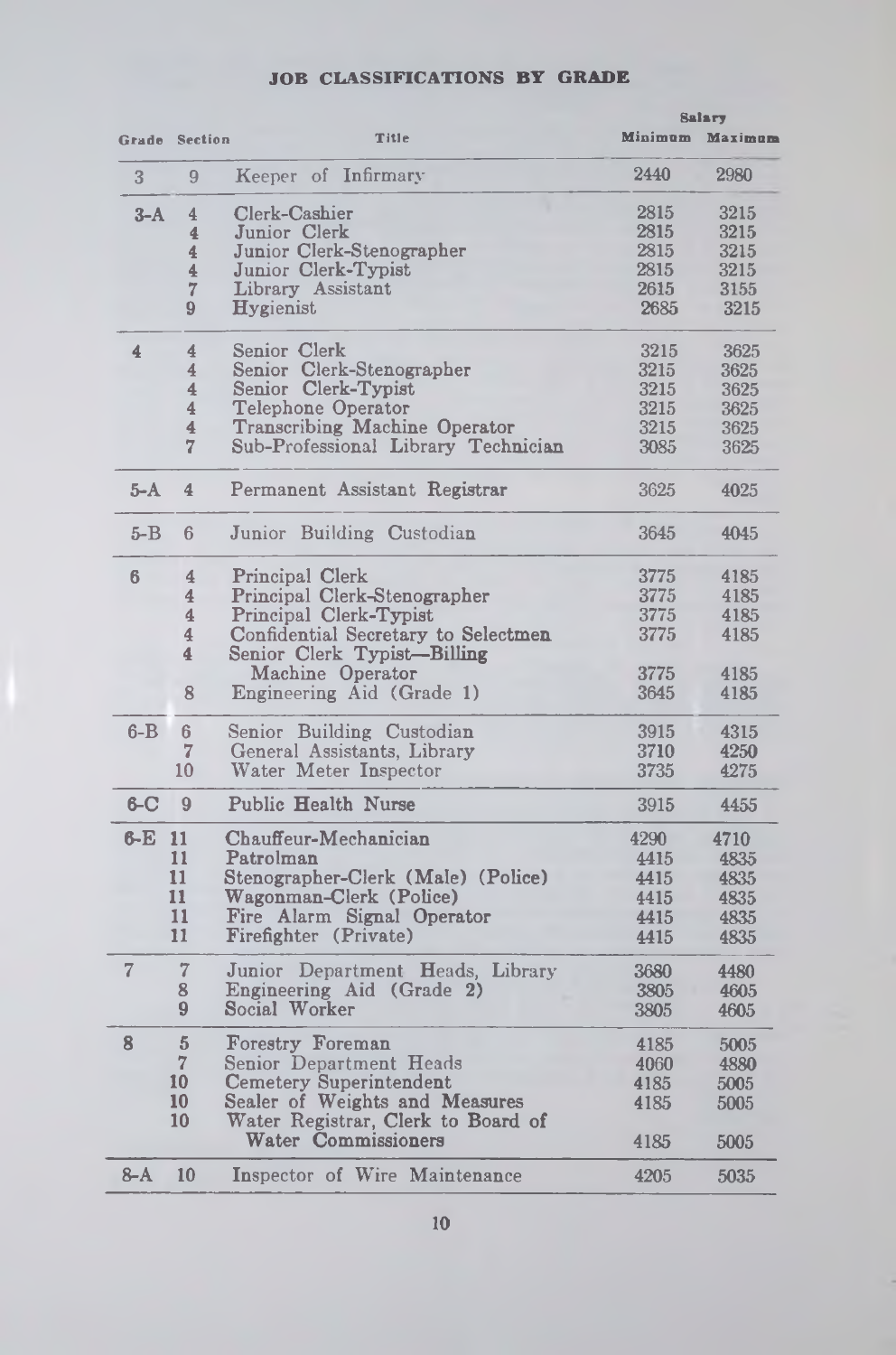## JOB CLASSIFICATIONS BY GRADE

| Grade | Section | Title | Salary Minimum | Salary Maximum |
|---|---|---|---|---|
| 3 | 9 | Keeper of Infirmary | 2440 | 2980 |
| 3-A | 4 | Clerk-Cashier | 2815 | 3215 |
| | 4 | Junior Clerk | 2815 | 3215 |
| | 4 | Junior Clerk-Stenographer | 2815 | 3215 |
| | 4 | Junior Clerk-Typist | 2815 | 3215 |
| | 7 | Library Assistant | 2615 | 3155 |
| | 9 | Hygienist | 2685 | 3215 |
| 4 | 4 | Senior Clerk | 3215 | 3625 |
| | 4 | Senior Clerk-Stenographer | 3215 | 3625 |
| | 4 | Senior Clerk-Typist | 3215 | 3625 |
| | 4 | Telephone Operator | 3215 | 3625 |
| | 4 | Transcribing Machine Operator | 3215 | 3625 |
| | 7 | Sub-Professional Library Technician | 3085 | 3625 |
| 5-A | 4 | Permanent Assistant Registrar | 3625 | 4025 |
| 5-B | 6 | Junior Building Custodian | 3645 | 4045 |
| 6 | 4 | Principal Clerk | 3775 | 4185 |
| | 4 | Principal Clerk-Stenographer | 3775 | 4185 |
| | 4 | Principal Clerk-Typist | 3775 | 4185 |
| | 4 | Confidential Secretary to Selectmen | 3775 | 4185 |
| | 4 | Senior Clerk Typist—Billing Machine Operator | 3775 | 4185 |
| | 8 | Engineering Aid (Grade 1) | 3645 | 4185 |
| 6-B | 6 | Senior Building Custodian | 3915 | 4315 |
| | 7 | General Assistants, Library | 3710 | 4250 |
| | 10 | Water Meter Inspector | 3735 | 4275 |
| 6-C | 9 | Public Health Nurse | 3915 | 4455 |
| 6-E | 11 | Chauffeur-Mechanician | 4290 | 4710 |
| | 11 | Patrolman | 4415 | 4835 |
| | 11 | Stenographer-Clerk (Male) (Police) | 4415 | 4835 |
| | 11 | Wagonman-Clerk (Police) | 4415 | 4835 |
| | 11 | Fire Alarm Signal Operator | 4415 | 4835 |
| | 11 | Firefighter (Private) | 4415 | 4835 |
| 7 | 7 | Junior Department Heads, Library | 3680 | 4480 |
| | 8 | Engineering Aid (Grade 2) | 3805 | 4605 |
| | 9 | Social Worker | 3805 | 4605 |
| 8 | 5 | Forestry Foreman | 4185 | 5005 |
| | 7 | Senior Department Heads | 4060 | 4880 |
| | 10 | Cemetery Superintendent | 4185 | 5005 |
| | 10 | Sealer of Weights and Measures | 4185 | 5005 |
| | 10 | Water Registrar, Clerk to Board of Water Commissioners | 4185 | 5005 |
| 8-A | 10 | Inspector of Wire Maintenance | 4205 | 5035 |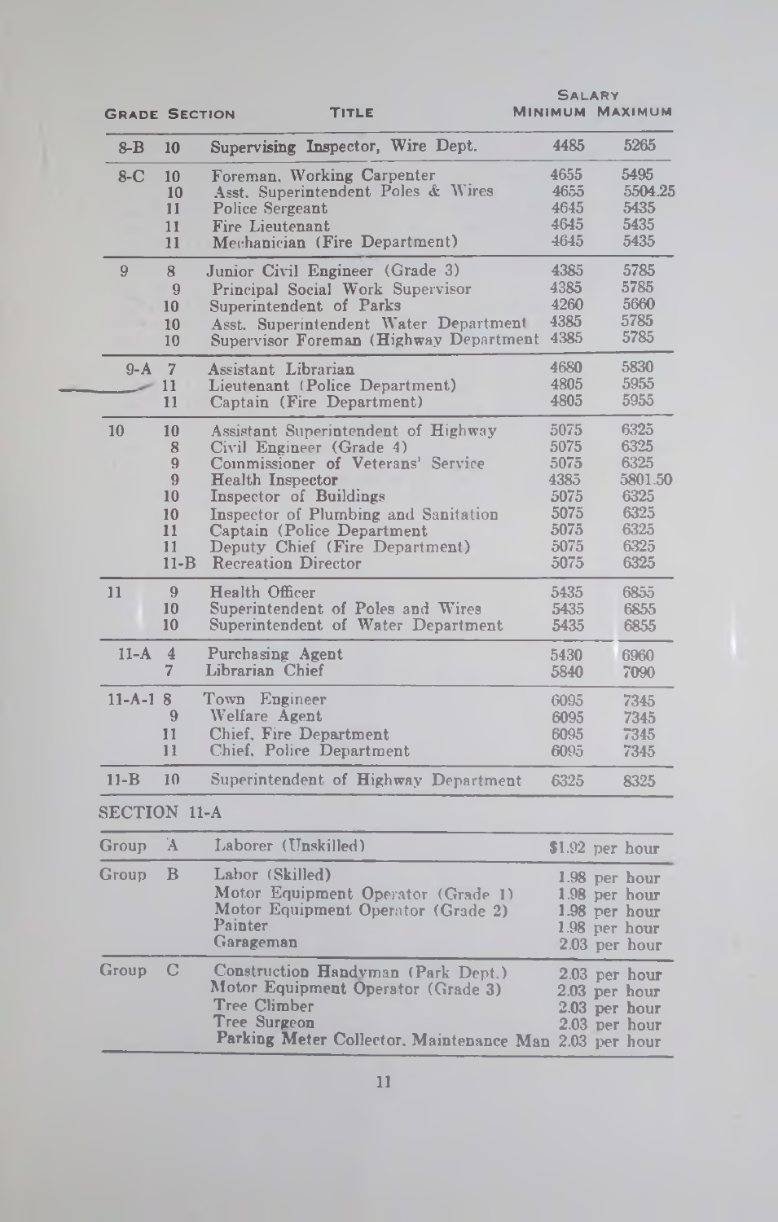| Grade | Section | Title | Salary Minimum | Salary Maximum |
|---|---|---|---|---|
| 8-B | 10 | Supervising Inspector, Wire Dept. | 4485 | 5265 |
| 8-C | 10 | Foreman, Working Carpenter | 4655 | 5495 |
| | 10 | Asst. Superintendent Poles & Wires | 4655 | 5504.25 |
| | 11 | Police Sergeant | 4645 | 5435 |
| | 11 | Fire Lieutenant | 4645 | 5435 |
| | 11 | Mechanician (Fire Department) | 4645 | 5435 |
| 9 | 8 | Junior Civil Engineer (Grade 3) | 4385 | 5785 |
| | 9 | Principal Social Work Supervisor | 4385 | 5785 |
| | 10 | Superintendent of Parks | 4260 | 5660 |
| | 10 | Asst. Superintendent Water Department | 4385 | 5785 |
| | 10 | Supervisor Foreman (Highway Department | 4385 | 5785 |
| 9-A | 7 | Assistant Librarian | 4680 | 5830 |
| | 11 | Lieutenant (Police Department) | 4805 | 5955 |
| | 11 | Captain (Fire Department) | 4805 | 5955 |
| 10 | 10 | Assistant Superintendent of Highway | 5075 | 6325 |
| | 8 | Civil Engineer (Grade 4) | 5075 | 6325 |
| | 9 | Commissioner of Veterans' Service | 5075 | 6325 |
| | 9 | Health Inspector | 4385 | 5801.50 |
| | 10 | Inspector of Buildings | 5075 | 6325 |
| | 10 | Inspector of Plumbing and Sanitation | 5075 | 6325 |
| | 11 | Captain (Police Department | 5075 | 6325 |
| | 11 | Deputy Chief (Fire Department) | 5075 | 6325 |
| | 11-B | Recreation Director | 5075 | 6325 |
| 11 | 9 | Health Officer | 5435 | 6855 |
| | 10 | Superintendent of Poles and Wires | 5435 | 6855 |
| | 10 | Superintendent of Water Department | 5435 | 6855 |
| 11-A | 4 | Purchasing Agent | 5430 | 6960 |
| | 7 | Librarian Chief | 5840 | 7090 |
| 11-A-1 | 8 | Town Engineer | 6095 | 7345 |
| | 9 | Welfare Agent | 6095 | 7345 |
| | 11 | Chief, Fire Department | 6095 | 7345 |
| | 11 | Chief, Police Department | 6095 | 7345 |
| 11-B | 10 | Superintendent of Highway Department | 6325 | 8325 |

SECTION 11-A

| Group | Title | Rate |
|---|---|---|
| Group A | Laborer (Unskilled) | $1.92 per hour |
| Group B | Labor (Skilled) | 1.98 per hour |
| | Motor Equipment Operator (Grade 1) | 1.98 per hour |
| | Motor Equipment Operator (Grade 2) | 1.98 per hour |
| | Painter | 1.98 per hour |
| | Garageman | 2.03 per hour |
| Group C | Construction Handyman (Park Dept.) | 2.03 per hour |
| | Motor Equipment Operator (Grade 3) | 2.03 per hour |
| | Tree Climber | 2.03 per hour |
| | Tree Surgeon | 2.03 per hour |
| | Parking Meter Collector, Maintenance Man | 2.03 per hour |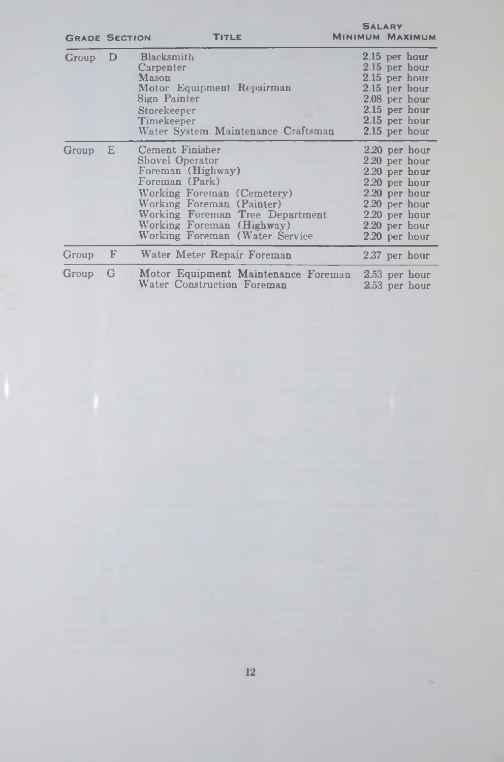| Grade | Section | Title | Salary Minimum Maximum |
|---|---|---|---|
| Group | D | Blacksmith | 2.15 per hour |
| | | Carpenter | 2.15 per hour |
| | | Mason | 2.15 per hour |
| | | Motor Equipment Repairman | 2.15 per hour |
| | | Sign Painter | 2.08 per hour |
| | | Storekeeper | 2.15 per hour |
| | | Timekeeper | 2.15 per hour |
| | | Water System Maintenance Craftsman | 2.15 per hour |
| Group | E | Cement Finisher | 2.20 per hour |
| | | Shovel Operator | 2.20 per hour |
| | | Foreman (Highway) | 2.20 per hour |
| | | Foreman (Park) | 2.20 per hour |
| | | Working Foreman (Cemetery) | 2.20 per hour |
| | | Working Foreman (Painter) | 2.20 per hour |
| | | Working Foreman Tree Department | 2.20 per hour |
| | | Working Foreman (Highway) | 2.20 per hour |
| | | Working Foreman (Water Service | 2.20 per hour |
| Group | F | Water Meter Repair Foreman | 2.37 per hour |
| Group | G | Motor Equipment Maintenance Foreman | 2.53 per hour |
| | | Water Construction Foreman | 2.53 per hour |